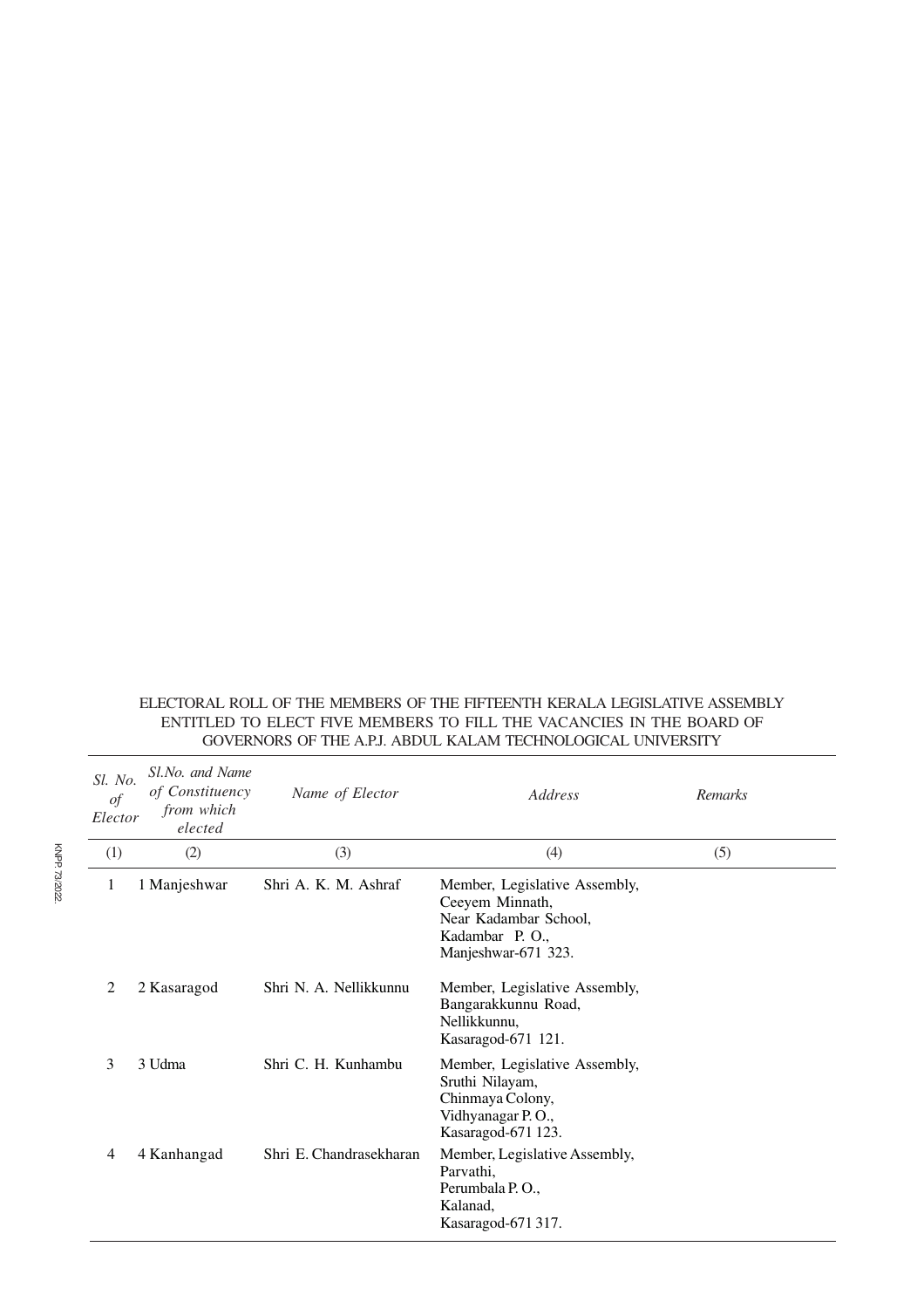ELECTORAL ROLL OF THE MEMBERS OF THE FIFTEENTH KERALA LEGISLATIVE ASSEMBLY ENTITLED TO ELECT FIVE MEMBERS TO FILL THE VACANCIES IN THE BOARD OF GOVERNORS OF THE A.P.J. ABDUL KALAM TECHNOLOGICAL UNIVERSITY

| *Sl. No. of Elector* | *Sl.No. and Name of Constituency from which elected* | *Name of Elector* | *Address* | *Remarks* |
|---|---|---|---|---|
| (1) | (2) | (3) | (4) | (5) |
| 1 | 1 Manjeshwar | Shri A. K. M. Ashraf | Member, Legislative Assembly, Ceeyem Minnath, Near Kadambar School, Kadambar P. O., Manjeshwar-671 323. | |
| 2 | 2 Kasaragod | Shri N. A. Nellikkunnu | Member, Legislative Assembly, Bangarakkunnu Road, Nellikkunnu, Kasaragod-671 121. | |
| 3 | 3 Udma | Shri C. H. Kunhambu | Member, Legislative Assembly, Sruthi Nilayam, Chinmaya Colony, Vidhyanagar P. O., Kasaragod-671 123. | |
| 4 | 4 Kanhangad | Shri E. Chandrasekharan | Member, Legislative Assembly, Parvathi, Perumbala P. O., Kalanad, Kasaragod-671 317. | |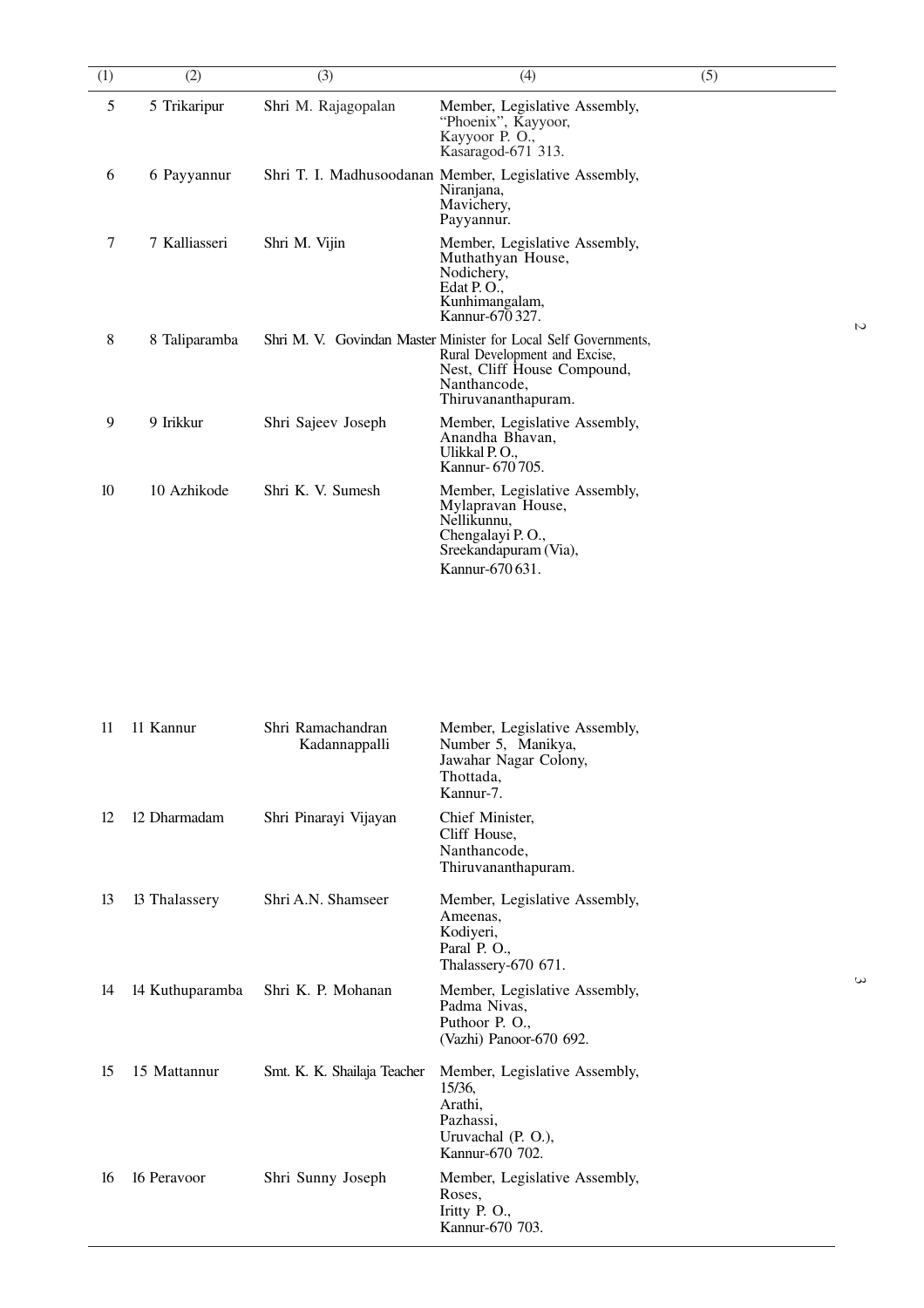| (1) | (2) | (3) | (4) | (5) |
|---|---|---|---|---|
| 5 | 5 Trikaripur | Shri M. Rajagopalan | Member, Legislative Assembly, "Phoenix", Kayyoor, Kayyoor P. O., Kasaragod-671 313. | |
| 6 | 6 Payyannur | Shri T. I. Madhusoodanan | Member, Legislative Assembly, Niranjana, Mavichery, Payyannur. | |
| 7 | 7 Kalliasseri | Shri M. Vijin | Member, Legislative Assembly, Muthathyan House, Nodichery, Edat P. O., Kunhimangalam, Kannur-670 327. | |
| 8 | 8 Taliparamba | Shri M. V. Govindan Master | Minister for Local Self Governments, Rural Development and Excise, Nest, Cliff House Compound, Nanthancode, Thiruvananthapuram. | |
| 9 | 9 Irikkur | Shri Sajeev Joseph | Member, Legislative Assembly, Anandha Bhavan, Ulikkal P. O., Kannur- 670 705. | |
| 10 | 10 Azhikode | Shri K. V. Sumesh | Member, Legislative Assembly, Mylapravan House, Nellikunnu, Chengalayi P. O., Sreekandapuram (Via), Kannur-670 631. | |
| 11 | 11 Kannur | Shri Ramachandran Kadannappalli | Member, Legislative Assembly, Number 5, Manikya, Jawahar Nagar Colony, Thottada, Kannur-7. | |
| 12 | 12 Dharmadam | Shri Pinarayi Vijayan | Chief Minister, Cliff House, Nanthancode, Thiruvananthapuram. | |
| 13 | 13 Thalassery | Shri A.N. Shamseer | Member, Legislative Assembly, Ameenas, Kodiyeri, Paral P. O., Thalassery-670 671. | |
| 14 | 14 Kuthuparamba | Shri K. P. Mohanan | Member, Legislative Assembly, Padma Nivas, Puthoor P. O., (Vazhi) Panoor-670 692. | |
| 15 | 15 Mattannur | Smt. K. K. Shailaja Teacher | Member, Legislative Assembly, 15/36, Arathi, Pazhassi, Uruvachal (P. O.), Kannur-670 702. | |
| 16 | 16 Peravoor | Shri Sunny Joseph | Member, Legislative Assembly, Roses, Iritty P. O., Kannur-670 703. | |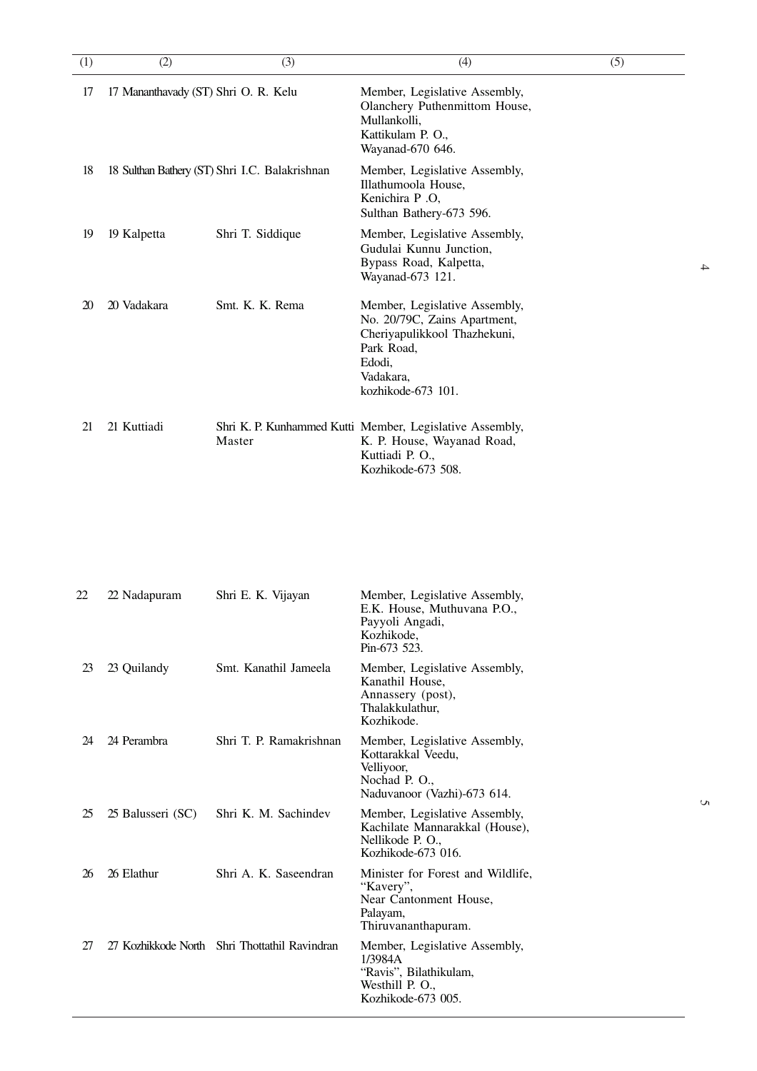| (1) | (2) | (3) | (4) | (5) |
|---|---|---|---|---|
| 17 | 17 Mananthavady (ST) | Shri O. R. Kelu | Member, Legislative Assembly, Olanchery Puthenmittom House, Mullankolli, Kattikulam P. O., Wayanad-670 646. | |
| 18 | 18 Sulthan Bathery (ST) | Shri I.C. Balakrishnan | Member, Legislative Assembly, Illathumoola House, Kenichira P .O, Sulthan Bathery-673 596. | |
| 19 | 19 Kalpetta | Shri T. Siddique | Member, Legislative Assembly, Gudulai Kunnu Junction, Bypass Road, Kalpetta, Wayanad-673 121. | |
| 20 | 20 Vadakara | Smt. K. K. Rema | Member, Legislative Assembly, No. 20/79C, Zains Apartment, Cheriyapulikkool Thazhekuni, Park Road, Edodi, Vadakara, kozhikode-673 101. | |
| 21 | 21 Kuttiadi | Shri K. P. Kunhammed Kutti Master | Member, Legislative Assembly, K. P. House, Wayanad Road, Kuttiadi P. O., Kozhikode-673 508. | |
| 22 | 22 Nadapuram | Shri E. K. Vijayan | Member, Legislative Assembly, E.K. House, Muthuvana P.O., Payyoli Angadi, Kozhikode, Pin-673 523. | |
| 23 | 23 Quilandy | Smt. Kanathil Jameela | Member, Legislative Assembly, Kanathil House, Annassery (post), Thalakkulathur, Kozhikode. | |
| 24 | 24 Perambra | Shri T. P. Ramakrishnan | Member, Legislative Assembly, Kottarakkal Veedu, Velliyoor, Nochad P. O., Naduvanoor (Vazhi)-673 614. | |
| 25 | 25 Balusseri (SC) | Shri K. M. Sachindev | Member, Legislative Assembly, Kachilate Mannarakkal (House), Nellikode P. O., Kozhikode-673 016. | |
| 26 | 26 Elathur | Shri A. K. Saseendran | Minister for Forest and Wildlife, "Kavery", Near Cantonment House, Palayam, Thiruvananthapuram. | |
| 27 | 27 Kozhikkode North | Shri Thottathil Ravindran | Member, Legislative Assembly, 1/3984A "Ravis", Bilathikulam, Westhill P. O., Kozhikode-673 005. | |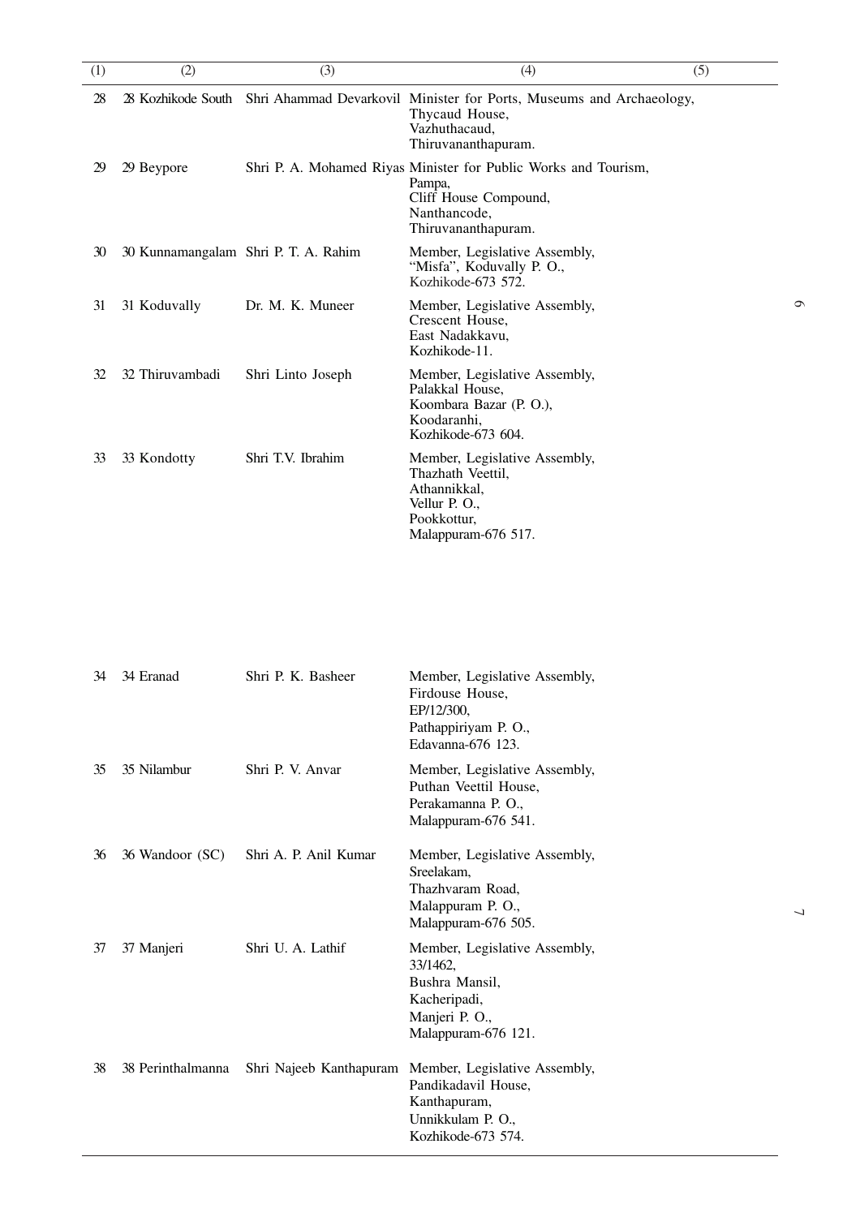| (1) | (2) | (3) | (4) | (5) |
|---|---|---|---|---|
| 28 | 28 Kozhikode South | Shri Ahammad Devarkovil | Minister for Ports, Museums and Archaeology, Thycaud House, Vazhuthacaud, Thiruvananthapuram. | |
| 29 | 29 Beypore | Shri P. A. Mohamed Riyas | Minister for Public Works and Tourism, Pampa, Cliff House Compound, Nanthancode, Thiruvananthapuram. | |
| 30 | 30 Kunnamangalam | Shri P. T. A. Rahim | Member, Legislative Assembly, "Misfa", Koduvally P. O., Kozhikode-673 572. | |
| 31 | 31 Koduvally | Dr. M. K. Muneer | Member, Legislative Assembly, Crescent House, East Nadakkavu, Kozhikode-11. | |
| 32 | 32 Thiruvambadi | Shri Linto Joseph | Member, Legislative Assembly, Palakkal House, Koombara Bazar (P. O.), Koodaranhi, Kozhikode-673 604. | |
| 33 | 33 Kondotty | Shri T.V. Ibrahim | Member, Legislative Assembly, Thazhath Veettil, Athannikkal, Vellur P. O., Pookkottur, Malappuram-676 517. | |
| 34 | 34 Eranad | Shri P. K. Basheer | Member, Legislative Assembly, Firdouse House, EP/12/300, Pathappiriyam P. O., Edavanna-676 123. | |
| 35 | 35 Nilambur | Shri P. V. Anvar | Member, Legislative Assembly, Puthan Veettil House, Perakamanna P. O., Malappuram-676 541. | |
| 36 | 36 Wandoor (SC) | Shri A. P. Anil Kumar | Member, Legislative Assembly, Sreelakam, Thazhvaram Road, Malappuram P. O., Malappuram-676 505. | |
| 37 | 37 Manjeri | Shri U. A. Lathif | Member, Legislative Assembly, 33/1462, Bushra Mansil, Kacheripadi, Manjeri P. O., Malappuram-676 121. | |
| 38 | 38 Perinthalmanna | Shri Najeeb Kanthapuram | Member, Legislative Assembly, Pandikadavil House, Kanthapuram, Unnikkulam P. O., Kozhikode-673 574. | |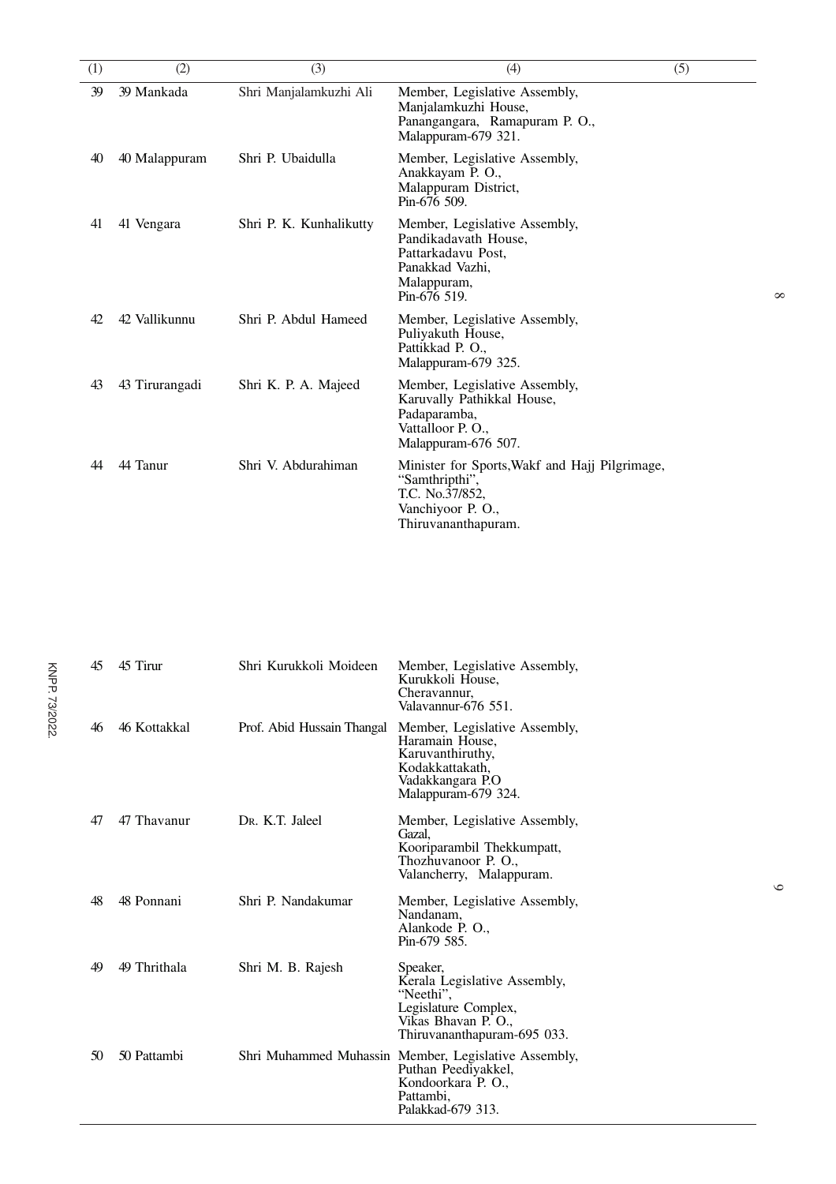| (1) | (2) | (3) | (4) | (5) |
|---|---|---|---|---|
| 39 | 39 Mankada | Shri Manjalamkuzhi Ali | Member, Legislative Assembly, Manjalamkuzhi House, Panangangara, Ramapuram P. O., Malappuram-679 321. | |
| 40 | 40 Malappuram | Shri P. Ubaidulla | Member, Legislative Assembly, Anakkayam P. O., Malappuram District, Pin-676 509. | |
| 41 | 41 Vengara | Shri P. K. Kunhalikutty | Member, Legislative Assembly, Pandikadavath House, Pattarkadavu Post, Panakkad Vazhi, Malappuram, Pin-676 519. | |
| 42 | 42 Vallikunnu | Shri P. Abdul Hameed | Member, Legislative Assembly, Puliyakuth House, Pattikkad P. O., Malappuram-679 325. | |
| 43 | 43 Tirurangadi | Shri K. P. A. Majeed | Member, Legislative Assembly, Karuvally Pathikkal House, Padaparamba, Vattalloor P. O., Malappuram-676 507. | |
| 44 | 44 Tanur | Shri V. Abdurahiman | Minister for Sports,Wakf and Hajj Pilgrimage, "Samthripthi", T.C. No.37/852, Vanchiyoor P. O., Thiruvananthapuram. | |
| 45 | 45 Tirur | Shri Kurukkoli Moideen | Member, Legislative Assembly, Kurukkoli House, Cheravannur, Valavannur-676 551. | |
| 46 | 46 Kottakkal | Prof. Abid Hussain Thangal | Member, Legislative Assembly, Haramain House, Karuvanthiruthy, Kodakkattakath, Vadakkangara P.O Malappuram-679 324. | |
| 47 | 47 Thavanur | Dr. K.T. Jaleel | Member, Legislative Assembly, Gazal, Kooriparambil Thekkumpatt, Thozhuvanoor P. O., Valancherry, Malappuram. | |
| 48 | 48 Ponnani | Shri P. Nandakumar | Member, Legislative Assembly, Nandanam, Alankode P. O., Pin-679 585. | |
| 49 | 49 Thrithala | Shri M. B. Rajesh | Speaker, Kerala Legislative Assembly, "Neethi", Legislature Complex, Vikas Bhavan P. O., Thiruvananthapuram-695 033. | |
| 50 | 50 Pattambi | Shri Muhammed Muhassin | Member, Legislative Assembly, Puthan Peediyakkel, Kondoorkara P. O., Pattambi, Palakkad-679 313. | |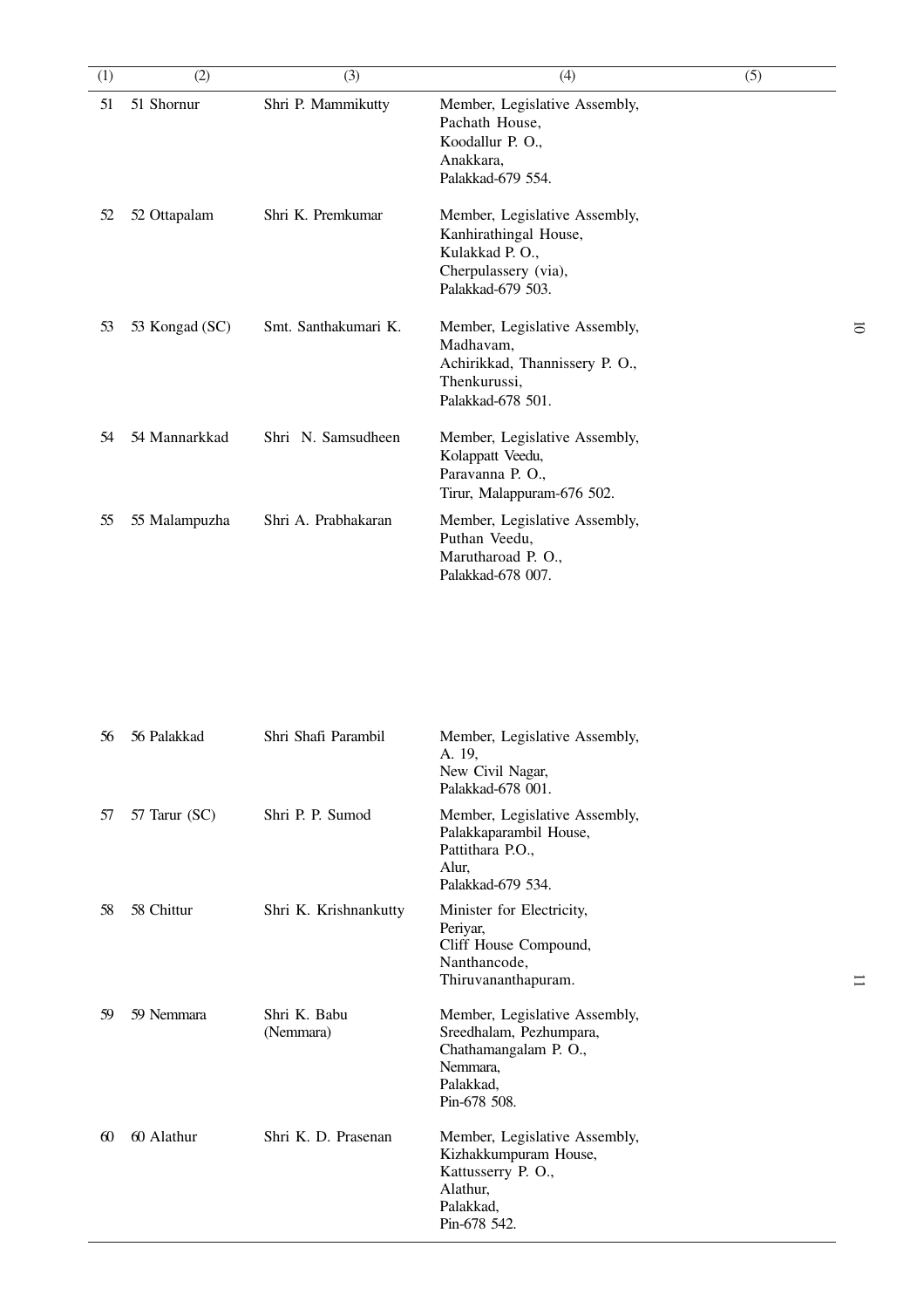| (1) | (2) | (3) | (4) | (5) |
|---|---|---|---|---|
| 51 | 51 Shornur | Shri P. Mammikutty | Member, Legislative Assembly, Pachath House, Koodallur P. O., Anakkara, Palakkad-679 554. | |
| 52 | 52 Ottapalam | Shri K. Premkumar | Member, Legislative Assembly, Kanhirathingal House, Kulakkad P. O., Cherpulassery (via), Palakkad-679 503. | |
| 53 | 53 Kongad (SC) | Smt. Santhakumari K. | Member, Legislative Assembly, Madhavam, Achirikkad, Thannissery P. O., Thenkurussi, Palakkad-678 501. | |
| 54 | 54 Mannarkkad | Shri N. Samsudheen | Member, Legislative Assembly, Kolappatt Veedu, Paravanna P. O., Tirur, Malappuram-676 502. | |
| 55 | 55 Malampuzha | Shri A. Prabhakaran | Member, Legislative Assembly, Puthan Veedu, Marutharoad P. O., Palakkad-678 007. | |
| 56 | 56 Palakkad | Shri Shafi Parambil | Member, Legislative Assembly, A. 19, New Civil Nagar, Palakkad-678 001. | |
| 57 | 57 Tarur (SC) | Shri P. P. Sumod | Member, Legislative Assembly, Palakkaparambil House, Pattithara P.O., Alur, Palakkad-679 534. | |
| 58 | 58 Chittur | Shri K. Krishnankutty | Minister for Electricity, Periyar, Cliff House Compound, Nanthancode, Thiruvananthapuram. | |
| 59 | 59 Nemmara | Shri K. Babu (Nemmara) | Member, Legislative Assembly, Sreedhalam, Pezhumpara, Chathamangalam P. O., Nemmara, Palakkad, Pin-678 508. | |
| 60 | 60 Alathur | Shri K. D. Prasenan | Member, Legislative Assembly, Kizhakkumpuram House, Kattusserry P. O., Alathur, Palakkad, Pin-678 542. | |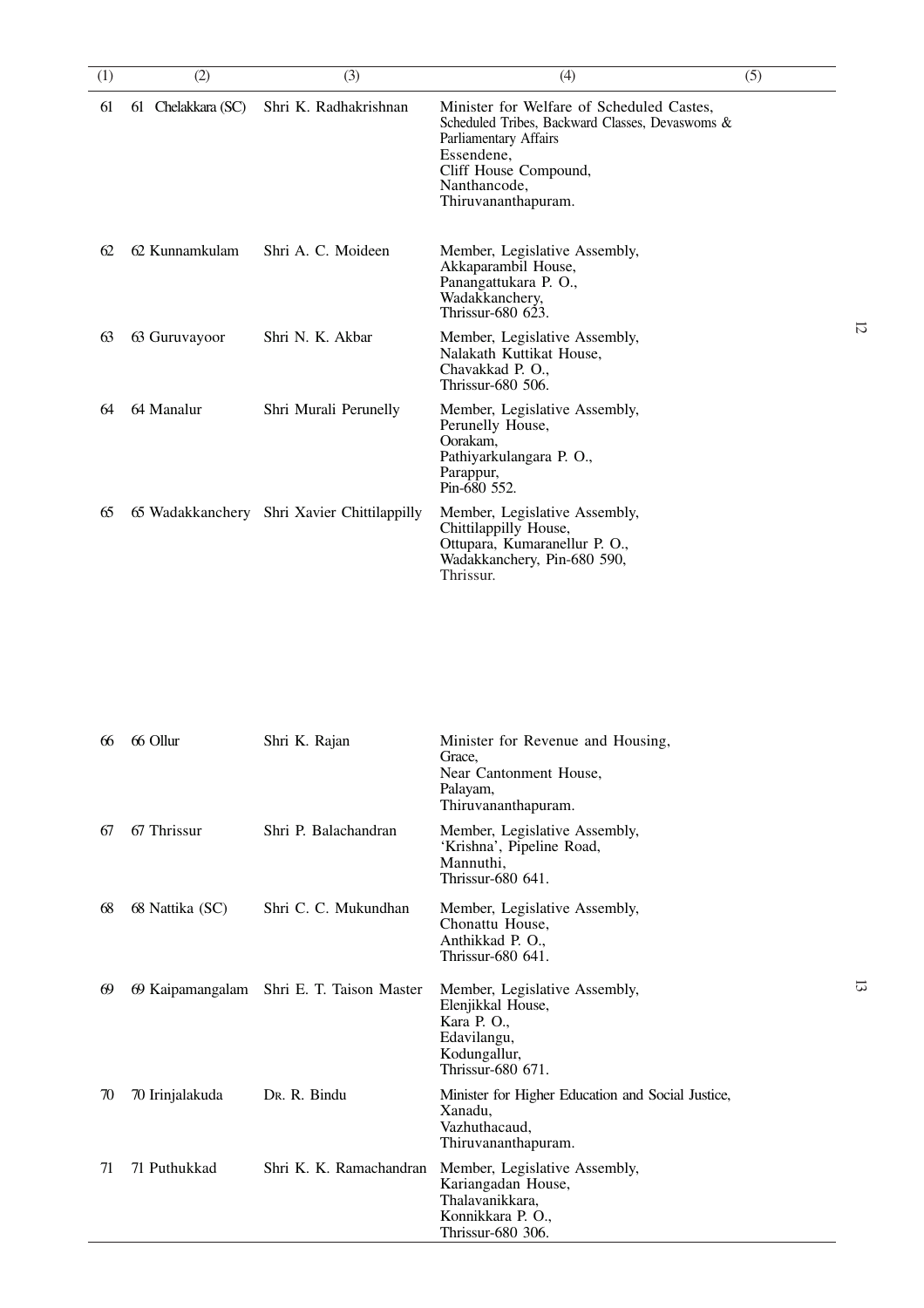| (1) | (2) | (3) | (4) | (5) |
|---|---|---|---|---|
| 61 | 61 Chelakkara (SC) | Shri K. Radhakrishnan | Minister for Welfare of Scheduled Castes, Scheduled Tribes, Backward Classes, Devaswoms & Parliamentary Affairs Essendene, Cliff House Compound, Nanthancode, Thiruvananthapuram. | |
| 62 | 62 Kunnamkulam | Shri A. C. Moideen | Member, Legislative Assembly, Akkaparambil House, Panangattukara P. O., Wadakkanchery, Thrissur-680 623. | |
| 63 | 63 Guruvayoor | Shri N. K. Akbar | Member, Legislative Assembly, Nalakath Kuttikat House, Chavakkad P. O., Thrissur-680 506. | |
| 64 | 64 Manalur | Shri Murali Perunelly | Member, Legislative Assembly, Perunelly House, Oorakam, Pathiyarkulangara P. O., Parappur, Pin-680 552. | |
| 65 | 65 Wadakkanchery | Shri Xavier Chittilappilly | Member, Legislative Assembly, Chittilappilly House, Ottupara, Kumaranellur P. O., Wadakkanchery, Pin-680 590, Thrissur. | |
| 66 | 66 Ollur | Shri K. Rajan | Minister for Revenue and Housing, Grace, Near Cantonment House, Palayam, Thiruvananthapuram. | |
| 67 | 67 Thrissur | Shri P. Balachandran | Member, Legislative Assembly, 'Krishna', Pipeline Road, Mannuthi, Thrissur-680 641. | |
| 68 | 68 Nattika (SC) | Shri C. C. Mukundhan | Member, Legislative Assembly, Chonattu House, Anthikkad P. O., Thrissur-680 641. | |
| 69 | 69 Kaipamangalam | Shri E. T. Taison Master | Member, Legislative Assembly, Elenjikkal House, Kara P. O., Edavilangu, Kodungallur, Thrissur-680 671. | |
| 70 | 70 Irinjalakuda | Dr. R. Bindu | Minister for Higher Education and Social Justice, Xanadu, Vazhuthacaud, Thiruvananthapuram. | |
| 71 | 71 Puthukkad | Shri K. K. Ramachandran | Member, Legislative Assembly, Kariangadan House, Thalavanikkara, Konnikkara P. O., Thrissur-680 306. | |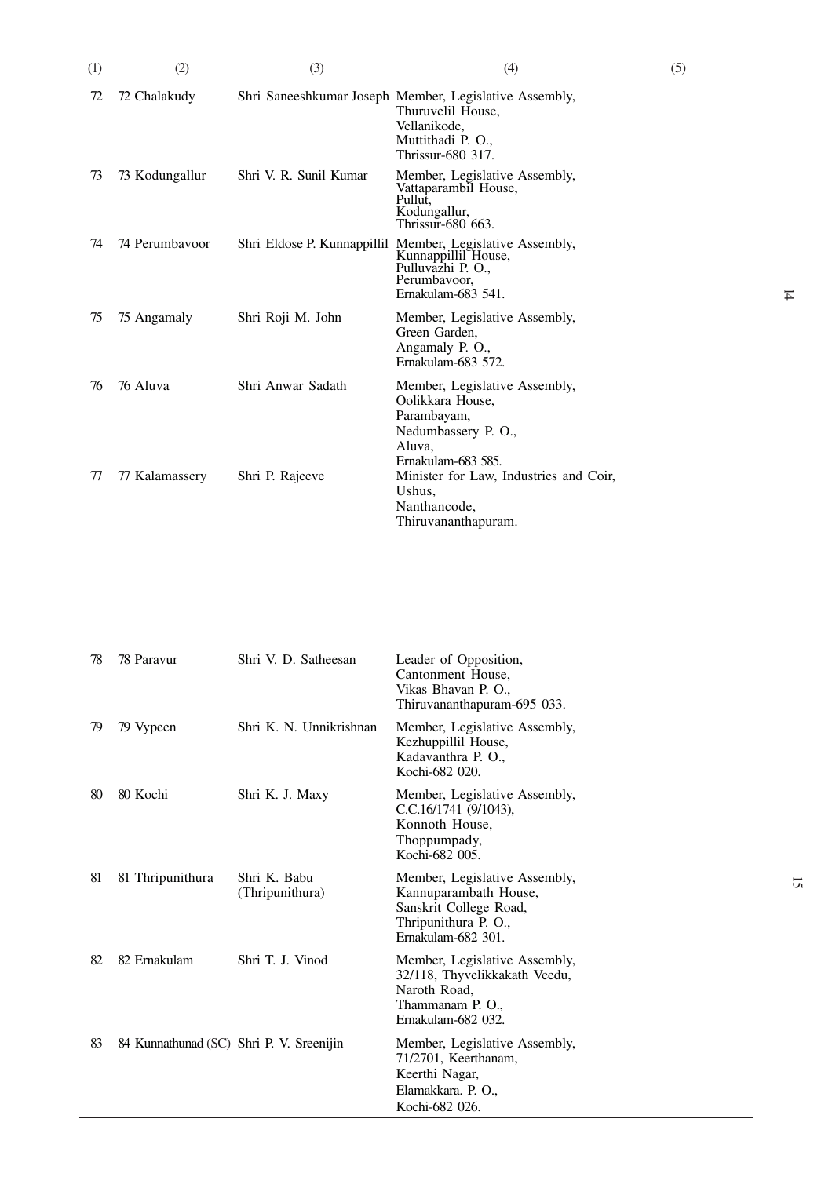| (1) | (2) | (3) | (4) | (5) |
|---|---|---|---|---|
| 72 | 72 Chalakudy | Shri Saneeshkumar Joseph | Member, Legislative Assembly, Thuruvelil House, Vellanikode, Muttithadi P. O., Thrissur-680 317. | |
| 73 | 73 Kodungallur | Shri V. R. Sunil Kumar | Member, Legislative Assembly, Vattaparambil House, Pullut, Kodungallur, Thrissur-680 663. | |
| 74 | 74 Perumbavoor | Shri Eldose P. Kunnappillil | Member, Legislative Assembly, Kunnappillil House, Pulluvazhi P. O., Perumbavoor, Ernakulam-683 541. | |
| 75 | 75 Angamaly | Shri Roji M. John | Member, Legislative Assembly, Green Garden, Angamaly P. O., Ernakulam-683 572. | |
| 76 | 76 Aluva | Shri Anwar Sadath | Member, Legislative Assembly, Oolikkara House, Parambayam, Nedumbassery P. O., Aluva, Ernakulam-683 585. | |
| 77 | 77 Kalamassery | Shri P. Rajeeve | Minister for Law, Industries and Coir, Ushus, Nanthancode, Thiruvananthapuram. | |
| 78 | 78 Paravur | Shri V. D. Satheesan | Leader of Opposition, Cantonment House, Vikas Bhavan P. O., Thiruvananthapuram-695 033. | |
| 79 | 79 Vypeen | Shri K. N. Unnikrishnan | Member, Legislative Assembly, Kezhuppillil House, Kadavanthra P. O., Kochi-682 020. | |
| 80 | 80 Kochi | Shri K. J. Maxy | Member, Legislative Assembly, C.C.16/1741 (9/1043), Konnoth House, Thoppumpady, Kochi-682 005. | |
| 81 | 81 Thripunithura | Shri K. Babu (Thripunithura) | Member, Legislative Assembly, Kannuparambath House, Sanskrit College Road, Thripunithura P. O., Ernakulam-682 301. | |
| 82 | 82 Ernakulam | Shri T. J. Vinod | Member, Legislative Assembly, 32/118, Thyvelikkakath Veedu, Naroth Road, Thammanam P. O., Ernakulam-682 032. | |
| 83 | 84 Kunnathunad (SC) | Shri P. V. Sreenijin | Member, Legislative Assembly, 71/2701, Keerthanam, Keerthi Nagar, Elamakkara. P. O., Kochi-682 026. | |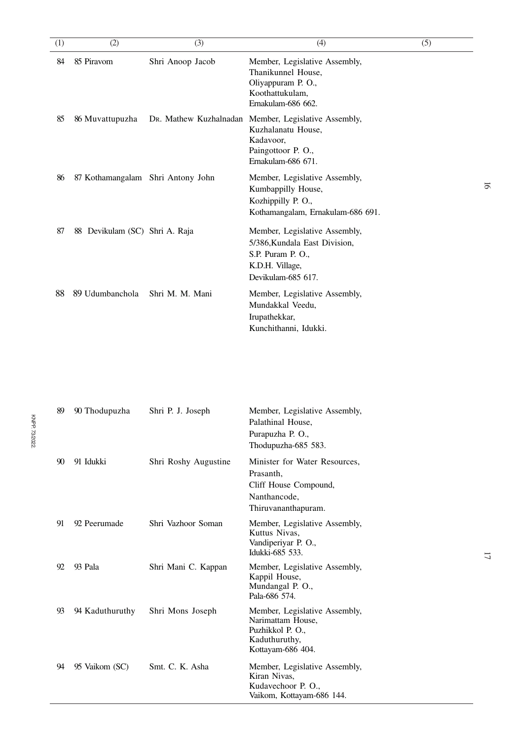| (1) | (2) | (3) | (4) | (5) |
|---|---|---|---|---|
| 84 | 85 Piravom | Shri Anoop Jacob | Member, Legislative Assembly, Thanikunnel House, Oliyappuram P. O., Koothattukulam, Ernakulam-686 662. | |
| 85 | 86 Muvattupuzha | Dr. Mathew Kuzhalnadan | Member, Legislative Assembly, Kuzhalanatu House, Kadavoor, Paingottoor P. O., Ernakulam-686 671. | |
| 86 | 87 Kothamangalam | Shri Antony John | Member, Legislative Assembly, Kumbappilly House, Kozhippilly P. O., Kothamangalam, Ernakulam-686 691. | |
| 87 | 88 Devikulam (SC) | Shri A. Raja | Member, Legislative Assembly, 5/386,Kundala East Division, S.P. Puram P. O., K.D.H. Village, Devikulam-685 617. | |
| 88 | 89 Udumbanchola | Shri M. M. Mani | Member, Legislative Assembly, Mundakkal Veedu, Irupathekkar, Kunchithanni, Idukki. | |
| 89 | 90 Thodupuzha | Shri P. J. Joseph | Member, Legislative Assembly, Palathinal House, Purapuzha P. O., Thodupuzha-685 583. | |
| 90 | 91 Idukki | Shri Roshy Augustine | Minister for Water Resources, Prasanth, Cliff House Compound, Nanthancode, Thiruvananthapuram. | |
| 91 | 92 Peerumade | Shri Vazhoor Soman | Member, Legislative Assembly, Kuttus Nivas, Vandiperiyar P. O., Idukki-685 533. | |
| 92 | 93 Pala | Shri Mani C. Kappan | Member, Legislative Assembly, Kappil House, Mundangal P. O., Pala-686 574. | |
| 93 | 94 Kaduthuruthy | Shri Mons Joseph | Member, Legislative Assembly, Narimattam House, Puzhikkol P. O., Kaduthuruthy, Kottayam-686 404. | |
| 94 | 95 Vaikom (SC) | Smt. C. K. Asha | Member, Legislative Assembly, Kiran Nivas, Kudavechoor P. O., Vaikom, Kottayam-686 144. | |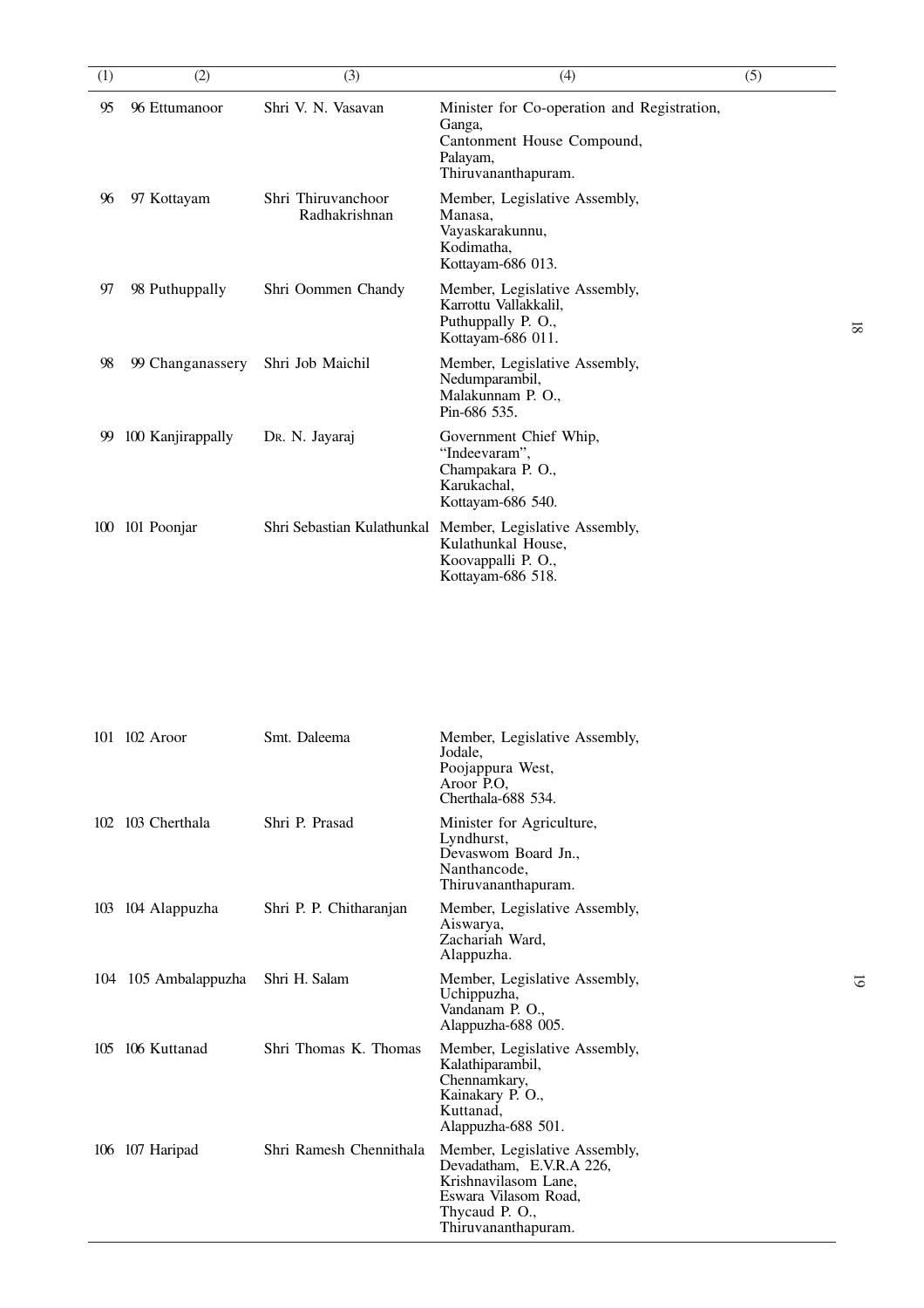| (1) | (2) | (3) | (4) | (5) |
|---|---|---|---|---|
| 95 | 96 Ettumanoor | Shri V. N. Vasavan | Minister for Co-operation and Registration, Ganga, Cantonment House Compound, Palayam, Thiruvananthapuram. | |
| 96 | 97 Kottayam | Shri Thiruvanchoor Radhakrishnan | Member, Legislative Assembly, Manasa, Vayaskarakunnu, Kodimatha, Kottayam-686 013. | |
| 97 | 98 Puthuppally | Shri Oommen Chandy | Member, Legislative Assembly, Karrottu Vallakkalil, Puthuppally P. O., Kottayam-686 011. | |
| 98 | 99 Changanassery | Shri Job Maichil | Member, Legislative Assembly, Nedumparambil, Malakunnam P. O., Pin-686 535. | |
| 99 | 100 Kanjirappally | Dr. N. Jayaraj | Government Chief Whip, "Indeevaram", Champakara P. O., Karukachal, Kottayam-686 540. | |
| 100 | 101 Poonjar | Shri Sebastian Kulathunkal | Member, Legislative Assembly, Kulathunkal House, Koovappalli P. O., Kottayam-686 518. | |
| 101 | 102 Aroor | Smt. Daleema | Member, Legislative Assembly, Jodale, Poojappura West, Aroor P.O, Cherthala-688 534. | |
| 102 | 103 Cherthala | Shri P. Prasad | Minister for Agriculture, Lyndhurst, Devaswom Board Jn., Nanthancode, Thiruvananthapuram. | |
| 103 | 104 Alappuzha | Shri P. P. Chitharanjan | Member, Legislative Assembly, Aiswarya, Zachariah Ward, Alappuzha. | |
| 104 | 105 Ambalappuzha | Shri H. Salam | Member, Legislative Assembly, Uchippuzha, Vandanam P. O., Alappuzha-688 005. | |
| 105 | 106 Kuttanad | Shri Thomas K. Thomas | Member, Legislative Assembly, Kalathiparambil, Chennamkary, Kainakary P. O., Kuttanad, Alappuzha-688 501. | |
| 106 | 107 Haripad | Shri Ramesh Chennithala | Member, Legislative Assembly, Devadatham, E.V.R.A 226, Krishnavilasom Lane, Eswara Vilasom Road, Thycaud P. O., Thiruvananthapuram. | |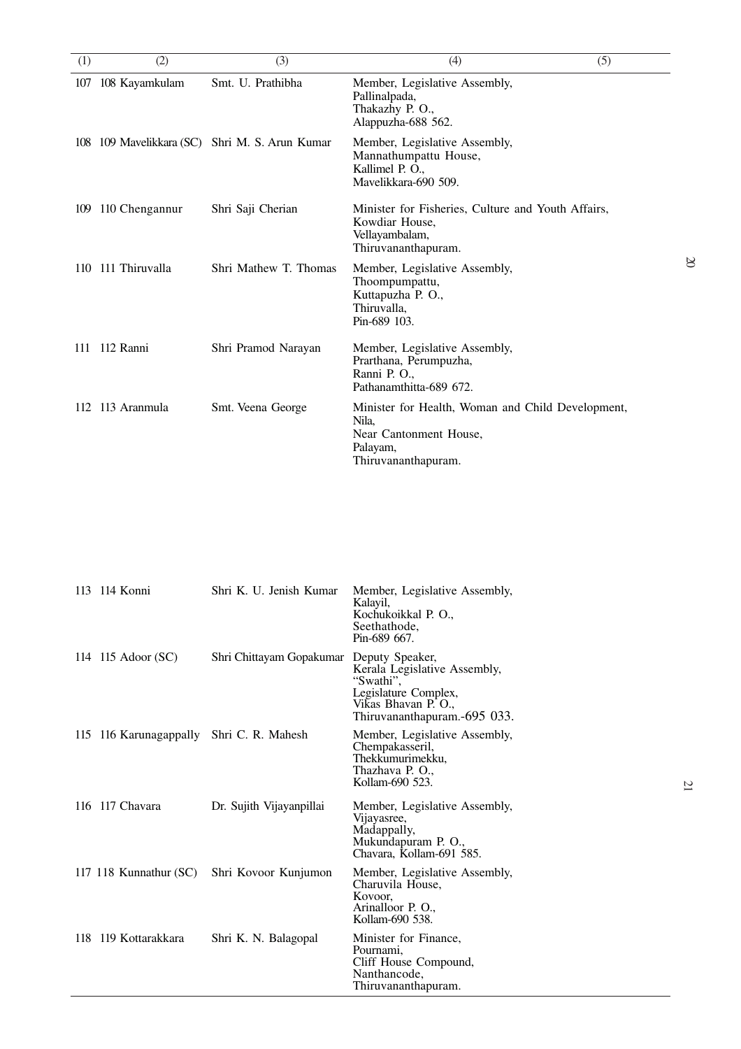| (1) | (2) | (3) | (4) | (5) |
|---|---|---|---|---|
| 107 | 108 Kayamkulam | Smt. U. Prathibha | Member, Legislative Assembly, Pallinalpada, Thakazhy P. O., Alappuzha-688 562. | |
| 108 | 109 Mavelikkara (SC) | Shri M. S. Arun Kumar | Member, Legislative Assembly, Mannathumpattu House, Kallimel P. O., Mavelikkara-690 509. | |
| 109 | 110 Chengannur | Shri Saji Cherian | Minister for Fisheries, Culture and Youth Affairs, Kowdiar House, Vellayambalam, Thiruvananthapuram. | |
| 110 | 111 Thiruvalla | Shri Mathew T. Thomas | Member, Legislative Assembly, Thoompumpattu, Kuttapuzha P. O., Thiruvalla, Pin-689 103. | |
| 111 | 112 Ranni | Shri Pramod Narayan | Member, Legislative Assembly, Prarthana, Perumpuzha, Ranni P. O., Pathanamthitta-689 672. | |
| 112 | 113 Aranmula | Smt. Veena George | Minister for Health, Woman and Child Development, Nila, Near Cantonment House, Palayam, Thiruvananthapuram. | |
| 113 | 114 Konni | Shri K. U. Jenish Kumar | Member, Legislative Assembly, Kalayil, Kochukoikkal P. O., Seethathode, Pin-689 667. | |
| 114 | 115 Adoor (SC) | Shri Chittayam Gopakumar | Deputy Speaker, Kerala Legislative Assembly, "Swathi", Legislature Complex, Vikas Bhavan P. O., Thiruvananthapuram.-695 033. | |
| 115 | 116 Karunagappally | Shri C. R. Mahesh | Member, Legislative Assembly, Chempakasseril, Thekkumurimekku, Thazhava P. O., Kollam-690 523. | |
| 116 | 117 Chavara | Dr. Sujith Vijayanpillai | Member, Legislative Assembly, Vijayasree, Madappally, Mukundapuram P. O., Chavara, Kollam-691 585. | |
| 117 | 118 Kunnathur (SC) | Shri Kovoor Kunjumon | Member, Legislative Assembly, Charuvila House, Kovoor, Arinalloor P. O., Kollam-690 538. | |
| 118 | 119 Kottarakkara | Shri K. N. Balagopal | Minister for Finance, Pournami, Cliff House Compound, Nanthancode, Thiruvananthapuram. | |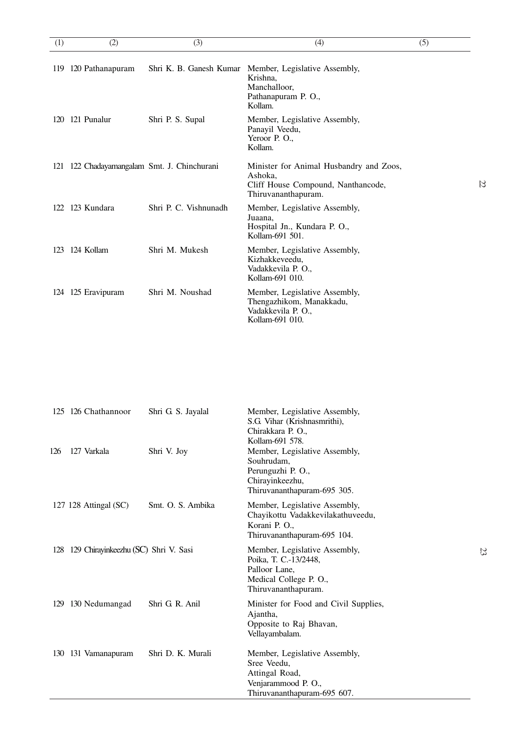| (1) | (2) | (3) | (4) | (5) |
|---|---|---|---|---|
| 119 | 120 Pathanapuram | Shri K. B. Ganesh Kumar | Member, Legislative Assembly, Krishna, Manchalloor, Pathanapuram P. O., Kollam. | |
| 120 | 121 Punalur | Shri P. S. Supal | Member, Legislative Assembly, Panayil Veedu, Yeroor P. O., Kollam. | |
| 121 | 122 Chadayamangalam | Smt. J. Chinchurani | Minister for Animal Husbandry and Zoos, Ashoka, Cliff House Compound, Nanthancode, Thiruvananthapuram. | |
| 122 | 123 Kundara | Shri P. C. Vishnunadh | Member, Legislative Assembly, Juaana, Hospital Jn., Kundara P. O., Kollam-691 501. | |
| 123 | 124 Kollam | Shri M. Mukesh | Member, Legislative Assembly, Kizhakkeveedu, Vadakkevila P. O., Kollam-691 010. | |
| 124 | 125 Eravipuram | Shri M. Noushad | Member, Legislative Assembly, Thengazhikom, Manakkadu, Vadakkevila P. O., Kollam-691 010. | |
| 125 | 126 Chathannoor | Shri G. S. Jayalal | Member, Legislative Assembly, S.G. Vihar (Krishnasmrithi), Chirakkara P. O., Kollam-691 578. | |
| 126 | 127 Varkala | Shri V. Joy | Member, Legislative Assembly, Souhrudam, Perunguzhi P. O., Chirayinkeezhu, Thiruvananthapuram-695 305. | |
| 127 | 128 Attingal (SC) | Smt. O. S. Ambika | Member, Legislative Assembly, Chayikottu Vadakkevilakathuveedu, Korani P. O., Thiruvananthapuram-695 104. | |
| 128 | 129 Chirayinkeezhu (SC) | Shri V. Sasi | Member, Legislative Assembly, Poika, T. C.-13/2448, Palloor Lane, Medical College P. O., Thiruvananthapuram. | |
| 129 | 130 Nedumangad | Shri G. R. Anil | Minister for Food and Civil Supplies, Ajantha, Opposite to Raj Bhavan, Vellayambalam. | |
| 130 | 131 Vamanapuram | Shri D. K. Murali | Member, Legislative Assembly, Sree Veedu, Attingal Road, Venjarammood P. O., Thiruvananthapuram-695 607. | |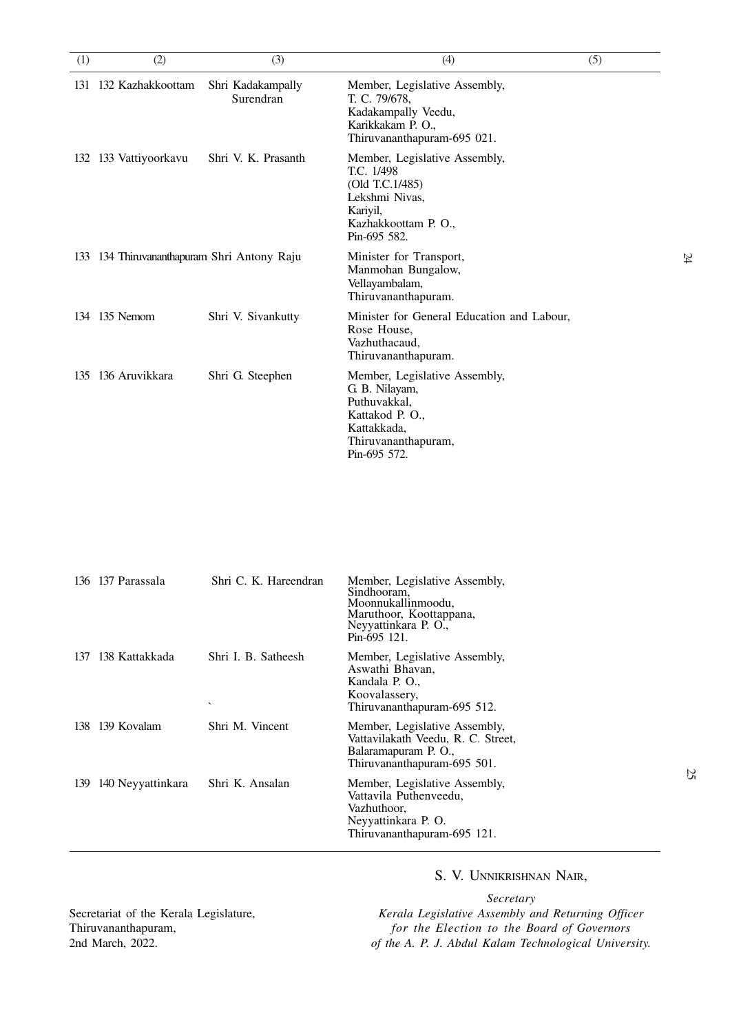| (1) | (2) | (3) | (4) | (5) |
|---|---|---|---|---|
| 131 | 132 Kazhakkoottam | Shri Kadakampally Surendran | Member, Legislative Assembly, T. C. 79/678, Kadakampally Veedu, Karikkakam P. O., Thiruvananthapuram-695 021. | |
| 132 | 133 Vattiyoorkavu | Shri V. K. Prasanth | Member, Legislative Assembly, T.C. 1/498 (Old T.C.1/485) Lekshmi Nivas, Kariyil, Kazhakkoottam P. O., Pin-695 582. | |
| 133 | 134 Thiruvananthapuram | Shri Antony Raju | Minister for Transport, Manmohan Bungalow, Vellayambalam, Thiruvananthapuram. | |
| 134 | 135 Nemom | Shri V. Sivankutty | Minister for General Education and Labour, Rose House, Vazhuthacaud, Thiruvananthapuram. | |
| 135 | 136 Aruvikkara | Shri G. Steephen | Member, Legislative Assembly, G. B. Nilayam, Puthuvakkal, Kattakod P. O., Kattakkada, Thiruvananthapuram, Pin-695 572. | |
| 136 | 137 Parassala | Shri C. K. Hareendran | Member, Legislative Assembly, Sindhooram, Moonnukallinmoodu, Maruthoor, Koottappana, Neyyattinkara P. O., Pin-695 121. | |
| 137 | 138 Kattakkada | Shri I. B. Satheesh | Member, Legislative Assembly, Aswathi Bhavan, Kandala P. O., Koovalassery, Thiruvananthapuram-695 512. | |
| 138 | 139 Kovalam | Shri M. Vincent | Member, Legislative Assembly, Vattavilakath Veedu, R. C. Street, Balaramapuram P. O., Thiruvananthapuram-695 501. | |
| 139 | 140 Neyyattinkara | Shri K. Ansalan | Member, Legislative Assembly, Vattavila Puthenveedu, Vazhuthoor, Neyyattinkara P. O. Thiruvananthapuram-695 121. | |

S. V. Unnikrishnan Nair,

*Secretary*
*Kerala Legislative Assembly and Returning Officer for the Election to the Board of Governors of the A. P. J. Abdul Kalam Technological University.*

Secretariat of the Kerala Legislature,
Thiruvananthapuram,
2nd March, 2022.